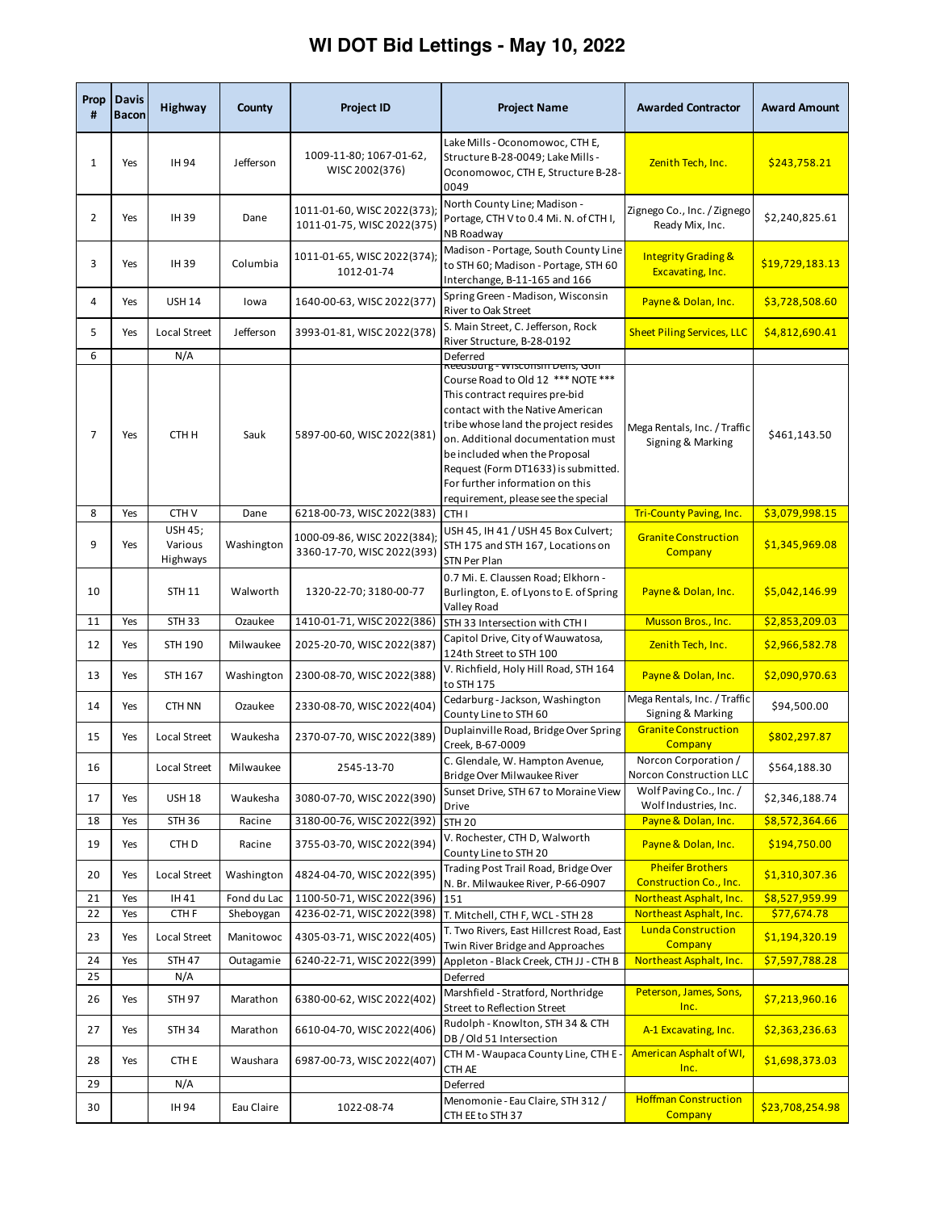# WI DOT Bid Lettings - May 10, 2022

| Prop # | Davis Bacon | Highway | County | Project ID | Project Name | Awarded Contractor | Award Amount |
|---|---|---|---|---|---|---|---|
| 1 | Yes | IH 94 | Jefferson | 1009-11-80; 1067-01-62, WISC 2002(376) | Lake Mills - Oconomowoc, CTH E, Structure B-28-0049; Lake Mills - Oconomowoc, CTH E, Structure B-28-0049 | Zenith Tech, Inc. | $243,758.21 |
| 2 | Yes | IH 39 | Dane | 1011-01-60, WISC 2022(373); 1011-01-75, WISC 2022(375) | North County Line; Madison - Portage, CTH V to 0.4 Mi. N. of CTH I, NB Roadway | Zignego Co., Inc. / Zignego Ready Mix, Inc. | $2,240,825.61 |
| 3 | Yes | IH 39 | Columbia | 1011-01-65, WISC 2022(374); 1012-01-74 | Madison - Portage, South County Line to STH 60; Madison - Portage, STH 60 Interchange, B-11-165 and 166 | Integrity Grading & Excavating, Inc. | $19,729,183.13 |
| 4 | Yes | USH 14 | Iowa | 1640-00-63, WISC 2022(377) | Spring Green - Madison, Wisconsin River to Oak Street | Payne & Dolan, Inc. | $3,728,508.60 |
| 5 | Yes | Local Street | Jefferson | 3993-01-81, WISC 2022(378) | S. Main Street, C. Jefferson, Rock River Structure, B-28-0192 | Sheet Piling Services, LLC | $4,812,690.41 |
| 6 | | N/A | | | Deferred | | |
| 7 | Yes | CTH H | Sauk | 5897-00-60, WISC 2022(381) | Reedsburg - Wisconsin Dells, Golf Course Road to Old 12 *** NOTE *** This contract requires pre-bid contact with the Native American tribe whose land the project resides on. Additional documentation must be included when the Proposal Request (Form DT1633) is submitted. For further information on this requirement, please see the special | Mega Rentals, Inc. / Traffic Signing & Marking | $461,143.50 |
| 8 | Yes | CTH V | Dane | 6218-00-73, WISC 2022(383) | CTH I | Tri-County Paving, Inc. | $3,079,998.15 |
| 9 | Yes | USH 45; Various Highways | Washington | 1000-09-86, WISC 2022(384); 3360-17-70, WISC 2022(393) | USH 45, IH 41 / USH 45 Box Culvert; STH 175 and STH 167, Locations on STN Per Plan | Granite Construction Company | $1,345,969.08 |
| 10 | | STH 11 | Walworth | 1320-22-70; 3180-00-77 | 0.7 Mi. E. Claussen Road; Elkhorn - Burlington, E. of Lyons to E. of Spring Valley Road | Payne & Dolan, Inc. | $5,042,146.99 |
| 11 | Yes | STH 33 | Ozaukee | 1410-01-71, WISC 2022(386) | STH 33 Intersection with CTH I | Musson Bros., Inc. | $2,853,209.03 |
| 12 | Yes | STH 190 | Milwaukee | 2025-20-70, WISC 2022(387) | Capitol Drive, City of Wauwatosa, 124th Street to STH 100 | Zenith Tech, Inc. | $2,966,582.78 |
| 13 | Yes | STH 167 | Washington | 2300-08-70, WISC 2022(388) | V. Richfield, Holy Hill Road, STH 164 to STH 175 | Payne & Dolan, Inc. | $2,090,970.63 |
| 14 | Yes | CTH NN | Ozaukee | 2330-08-70, WISC 2022(404) | Cedarburg - Jackson, Washington County Line to STH 60 | Mega Rentals, Inc. / Traffic Signing & Marking | $94,500.00 |
| 15 | Yes | Local Street | Waukesha | 2370-07-70, WISC 2022(389) | Duplainville Road, Bridge Over Spring Creek, B-67-0009 | Granite Construction Company | $802,297.87 |
| 16 | | Local Street | Milwaukee | 2545-13-70 | C. Glendale, W. Hampton Avenue, Bridge Over Milwaukee River | Norcon Corporation / Norcon Construction LLC | $564,188.30 |
| 17 | Yes | USH 18 | Waukesha | 3080-07-70, WISC 2022(390) | Sunset Drive, STH 67 to Moraine View Drive | Wolf Paving Co., Inc. / Wolf Industries, Inc. | $2,346,188.74 |
| 18 | Yes | STH 36 | Racine | 3180-00-76, WISC 2022(392) | STH 20 | Payne & Dolan, Inc. | $8,572,364.66 |
| 19 | Yes | CTH D | Racine | 3755-03-70, WISC 2022(394) | V. Rochester, CTH D, Walworth County Line to STH 20 | Payne & Dolan, Inc. | $194,750.00 |
| 20 | Yes | Local Street | Washington | 4824-04-70, WISC 2022(395) | Trading Post Trail Road, Bridge Over N. Br. Milwaukee River, P-66-0907 | Pheifer Brothers Construction Co., Inc. | $1,310,307.36 |
| 21 | Yes | IH 41 | Fond du Lac | 1100-50-71, WISC 2022(396) | 151 | Northeast Asphalt, Inc. | $8,527,959.99 |
| 22 | Yes | CTH F | Sheboygan | 4236-02-71, WISC 2022(398) | T. Mitchell, CTH F, WCL - STH 28 | Northeast Asphalt, Inc. | $77,674.78 |
| 23 | Yes | Local Street | Manitowoc | 4305-03-71, WISC 2022(405) | T. Two Rivers, East Hillcrest Road, East Twin River Bridge and Approaches | Lunda Construction Company | $1,194,320.19 |
| 24 | Yes | STH 47 | Outagamie | 6240-22-71, WISC 2022(399) | Appleton - Black Creek, CTH JJ - CTH B | Northeast Asphalt, Inc. | $7,597,788.28 |
| 25 | | N/A | | | Deferred | | |
| 26 | Yes | STH 97 | Marathon | 6380-00-62, WISC 2022(402) | Marshfield - Stratford, Northridge Street to Reflection Street | Peterson, James, Sons, Inc. | $7,213,960.16 |
| 27 | Yes | STH 34 | Marathon | 6610-04-70, WISC 2022(406) | Rudolph - Knowlton, STH 34 & CTH DB / Old 51 Intersection | A-1 Excavating, Inc. | $2,363,236.63 |
| 28 | Yes | CTH E | Waushara | 6987-00-73, WISC 2022(407) | CTH M - Waupaca County Line, CTH E - CTH AE | American Asphalt of WI, Inc. | $1,698,373.03 |
| 29 | | N/A | | | Deferred | | |
| 30 | | IH 94 | Eau Claire | 1022-08-74 | Menomonie - Eau Claire, STH 312 / CTH EE to STH 37 | Hoffman Construction Company | $23,708,254.98 |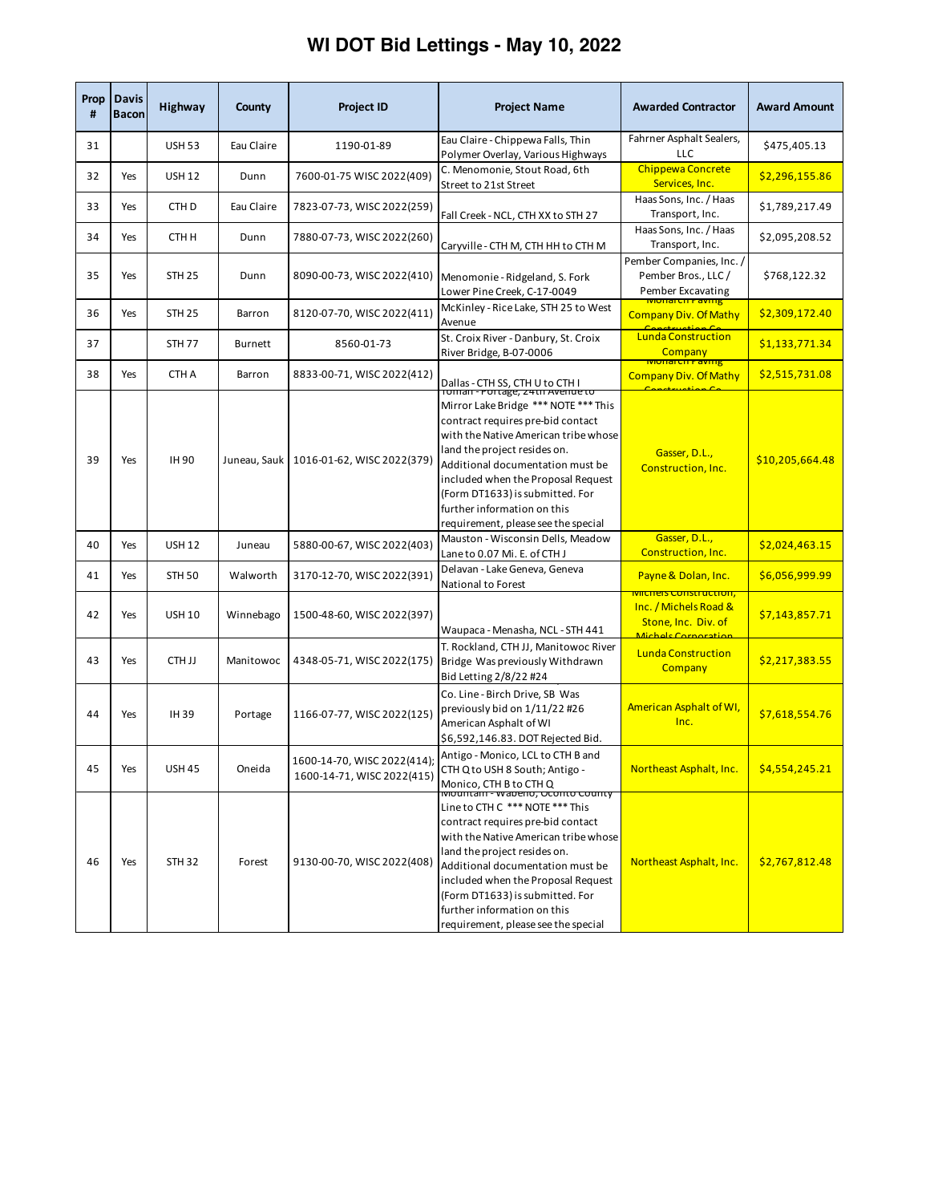# WI DOT Bid Lettings - May 10, 2022

| Prop # | Davis Bacon | Highway | County | Project ID | Project Name | Awarded Contractor | Award Amount |
|---|---|---|---|---|---|---|---|
| 31 | | USH 53 | Eau Claire | 1190-01-89 | Eau Claire - Chippewa Falls, Thin Polymer Overlay, Various Highways | Fahrner Asphalt Sealers, LLC | $475,405.13 |
| 32 | Yes | USH 12 | Dunn | 7600-01-75 WISC 2022(409) | C. Menomonie, Stout Road, 6th Street to 21st Street | Chippewa Concrete Services, Inc. | $2,296,155.86 |
| 33 | Yes | CTH D | Eau Claire | 7823-07-73, WISC 2022(259) | Fall Creek - NCL, CTH XX to STH 27 | Haas Sons, Inc. / Haas Transport, Inc. | $1,789,217.49 |
| 34 | Yes | CTH H | Dunn | 7880-07-73, WISC 2022(260) | Caryville - CTH M, CTH HH to CTH M | Haas Sons, Inc. / Haas Transport, Inc. | $2,095,208.52 |
| 35 | Yes | STH 25 | Dunn | 8090-00-73, WISC 2022(410) | Menomonie - Ridgeland, S. Fork Lower Pine Creek, C-17-0049 | Pember Companies, Inc. / Pember Bros., LLC / Pember Excavating | $768,122.32 |
| 36 | Yes | STH 25 | Barron | 8120-07-70, WISC 2022(411) | McKinley - Rice Lake, STH 25 to West Avenue | Monarch Paving Company Div. Of Mathy Construction Co. | $2,309,172.40 |
| 37 | | STH 77 | Burnett | 8560-01-73 | St. Croix River - Danbury, St. Croix River Bridge, B-07-0006 | Lunda Construction Company | $1,133,771.34 |
| 38 | Yes | CTH A | Barron | 8833-00-71, WISC 2022(412) | Dallas - CTH SS, CTH U to CTH I | Monarch Paving Company Div. Of Mathy Construction Co. | $2,515,731.08 |
| 39 | Yes | IH 90 | Juneau, Sauk | 1016-01-62, WISC 2022(379) | Tomah - Portage, 24th Avenue to Mirror Lake Bridge *** NOTE *** This contract requires pre-bid contact with the Native American tribe whose land the project resides on. Additional documentation must be included when the Proposal Request (Form DT1633) is submitted. For further information on this requirement, please see the special | Gasser, D.L., Construction, Inc. | $10,205,664.48 |
| 40 | Yes | USH 12 | Juneau | 5880-00-67, WISC 2022(403) | Mauston - Wisconsin Dells, Meadow Lane to 0.07 Mi. E. of CTH J | Gasser, D.L., Construction, Inc. | $2,024,463.15 |
| 41 | Yes | STH 50 | Walworth | 3170-12-70, WISC 2022(391) | Delavan - Lake Geneva, Geneva National to Forest | Payne & Dolan, Inc. | $6,056,999.99 |
| 42 | Yes | USH 10 | Winnebago | 1500-48-60, WISC 2022(397) | Waupaca - Menasha, NCL - STH 441 | Michels Construction, Inc. / Michels Road & Stone, Inc. Div. of Michels Corporation | $7,143,857.71 |
| 43 | Yes | CTH JJ | Manitowoc | 4348-05-71, WISC 2022(175) | T. Rockland, CTH JJ, Manitowoc River Bridge Was previously Withdrawn Bid Letting 2/8/22 #24 | Lunda Construction Company | $2,217,383.55 |
| 44 | Yes | IH 39 | Portage | 1166-07-77, WISC 2022(125) | Co. Line - Birch Drive, SB Was previously bid on 1/11/22 #26 American Asphalt of WI $6,592,146.83. DOT Rejected Bid. | American Asphalt of WI, Inc. | $7,618,554.76 |
| 45 | Yes | USH 45 | Oneida | 1600-14-70, WISC 2022(414); 1600-14-71, WISC 2022(415) | Antigo - Monico, LCL to CTH B and CTH Q to USH 8 South; Antigo - Monico, CTH B to CTH Q | Northeast Asphalt, Inc. | $4,554,245.21 |
| 46 | Yes | STH 32 | Forest | 9130-00-70, WISC 2022(408) | Mountain - Wabeno, Oconto County Line to CTH C *** NOTE *** This contract requires pre-bid contact with the Native American tribe whose land the project resides on. Additional documentation must be included when the Proposal Request (Form DT1633) is submitted. For further information on this requirement, please see the special | Northeast Asphalt, Inc. | $2,767,812.48 |